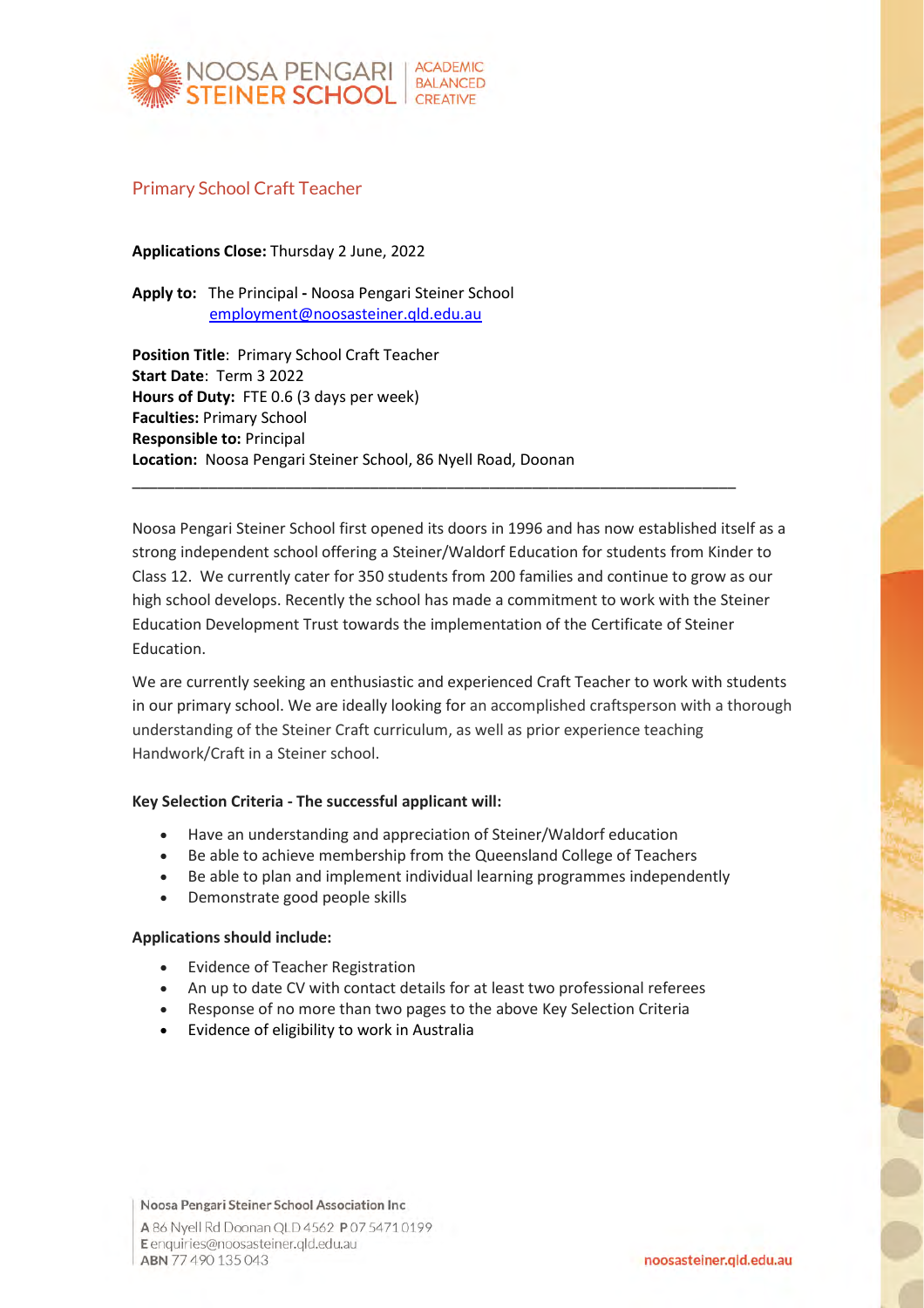NOOSA PENGARI STEINER SCHOOL | ACADEMIC BALANCED CREATIVE

## Primary School Craft Teacher

**Applications Close:** Thursday 2 June, 2022

**Apply to:** The Principal **-** Noosa Pengari Steiner School
employment@noosasteiner.qld.edu.au

**Position Title**: Primary School Craft Teacher
**Start Date**: Term 3 2022
**Hours of Duty:** FTE 0.6 (3 days per week)
**Faculties:** Primary School
**Responsible to:** Principal
**Location:** Noosa Pengari Steiner School, 86 Nyell Road, Doonan

---

Noosa Pengari Steiner School first opened its doors in 1996 and has now established itself as a strong independent school offering a Steiner/Waldorf Education for students from Kinder to Class 12. We currently cater for 350 students from 200 families and continue to grow as our high school develops. Recently the school has made a commitment to work with the Steiner Education Development Trust towards the implementation of the Certificate of Steiner Education.

We are currently seeking an enthusiastic and experienced Craft Teacher to work with students in our primary school. We are ideally looking for an accomplished craftsperson with a thorough understanding of the Steiner Craft curriculum, as well as prior experience teaching Handwork/Craft in a Steiner school.

**Key Selection Criteria - The successful applicant will:**

- Have an understanding and appreciation of Steiner/Waldorf education
- Be able to achieve membership from the Queensland College of Teachers
- Be able to plan and implement individual learning programmes independently
- Demonstrate good people skills

**Applications should include:**

- Evidence of Teacher Registration
- An up to date CV with contact details for at least two professional referees
- Response of no more than two pages to the above Key Selection Criteria
- Evidence of eligibility to work in Australia

Noosa Pengari Steiner School Association Inc
A 86 Nyell Rd Doonan QLD 4562 P 07 5471 0199
E enquiries@noosasteiner.qld.edu.au
ABN 77 490 135 043

noosasteiner.qld.edu.au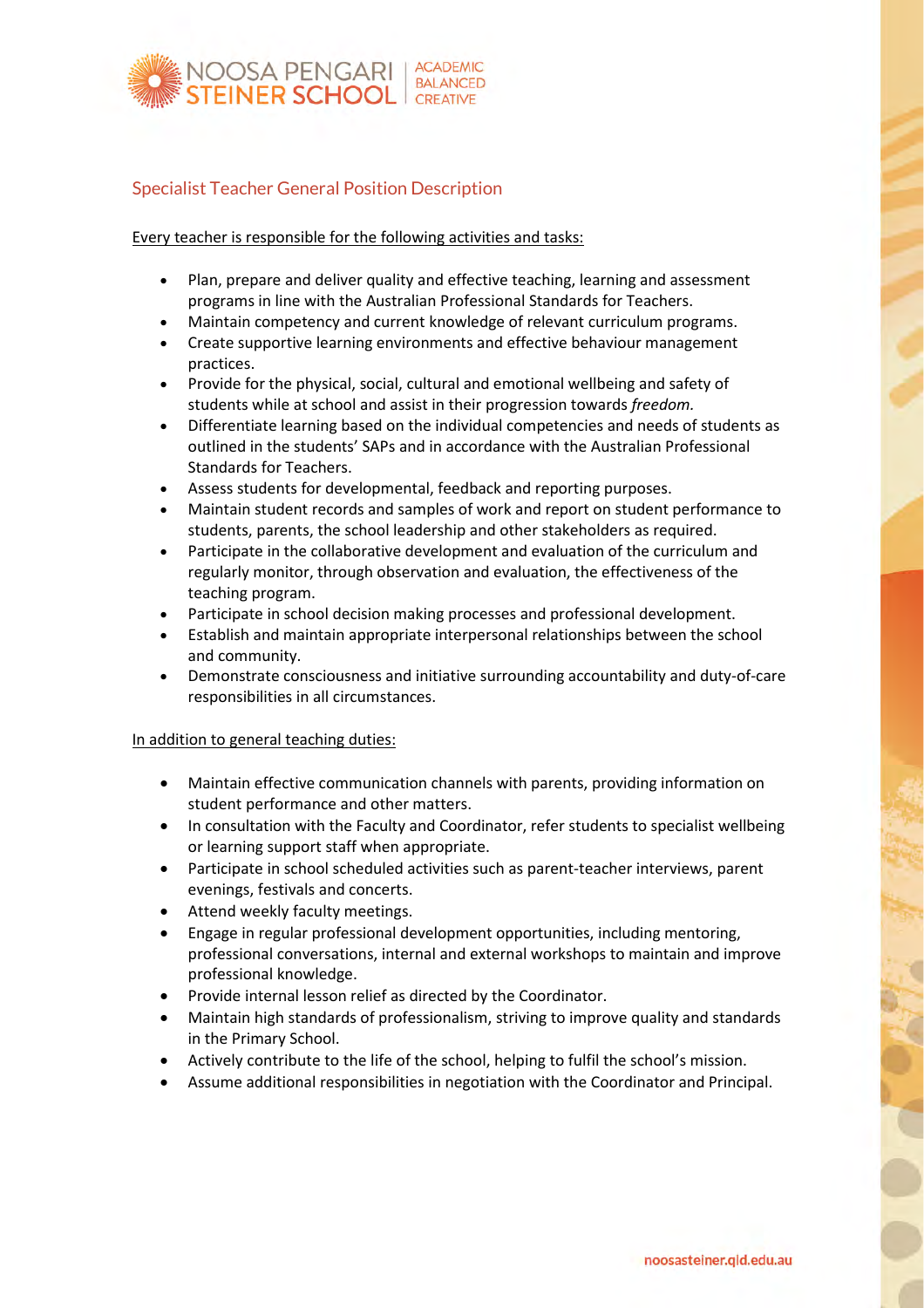## Specialist Teacher General Position Description

Every teacher is responsible for the following activities and tasks:

- Plan, prepare and deliver quality and effective teaching, learning and assessment programs in line with the Australian Professional Standards for Teachers.
- Maintain competency and current knowledge of relevant curriculum programs.
- Create supportive learning environments and effective behaviour management practices.
- Provide for the physical, social, cultural and emotional wellbeing and safety of students while at school and assist in their progression towards *freedom.*
- Differentiate learning based on the individual competencies and needs of students as outlined in the students' SAPs and in accordance with the Australian Professional Standards for Teachers.
- Assess students for developmental, feedback and reporting purposes.
- Maintain student records and samples of work and report on student performance to students, parents, the school leadership and other stakeholders as required.
- Participate in the collaborative development and evaluation of the curriculum and regularly monitor, through observation and evaluation, the effectiveness of the teaching program.
- Participate in school decision making processes and professional development.
- Establish and maintain appropriate interpersonal relationships between the school and community.
- Demonstrate consciousness and initiative surrounding accountability and duty-of-care responsibilities in all circumstances.

In addition to general teaching duties:

- Maintain effective communication channels with parents, providing information on student performance and other matters.
- In consultation with the Faculty and Coordinator, refer students to specialist wellbeing or learning support staff when appropriate.
- Participate in school scheduled activities such as parent-teacher interviews, parent evenings, festivals and concerts.
- Attend weekly faculty meetings.
- Engage in regular professional development opportunities, including mentoring, professional conversations, internal and external workshops to maintain and improve professional knowledge.
- Provide internal lesson relief as directed by the Coordinator.
- Maintain high standards of professionalism, striving to improve quality and standards in the Primary School.
- Actively contribute to the life of the school, helping to fulfil the school's mission.
- Assume additional responsibilities in negotiation with the Coordinator and Principal.